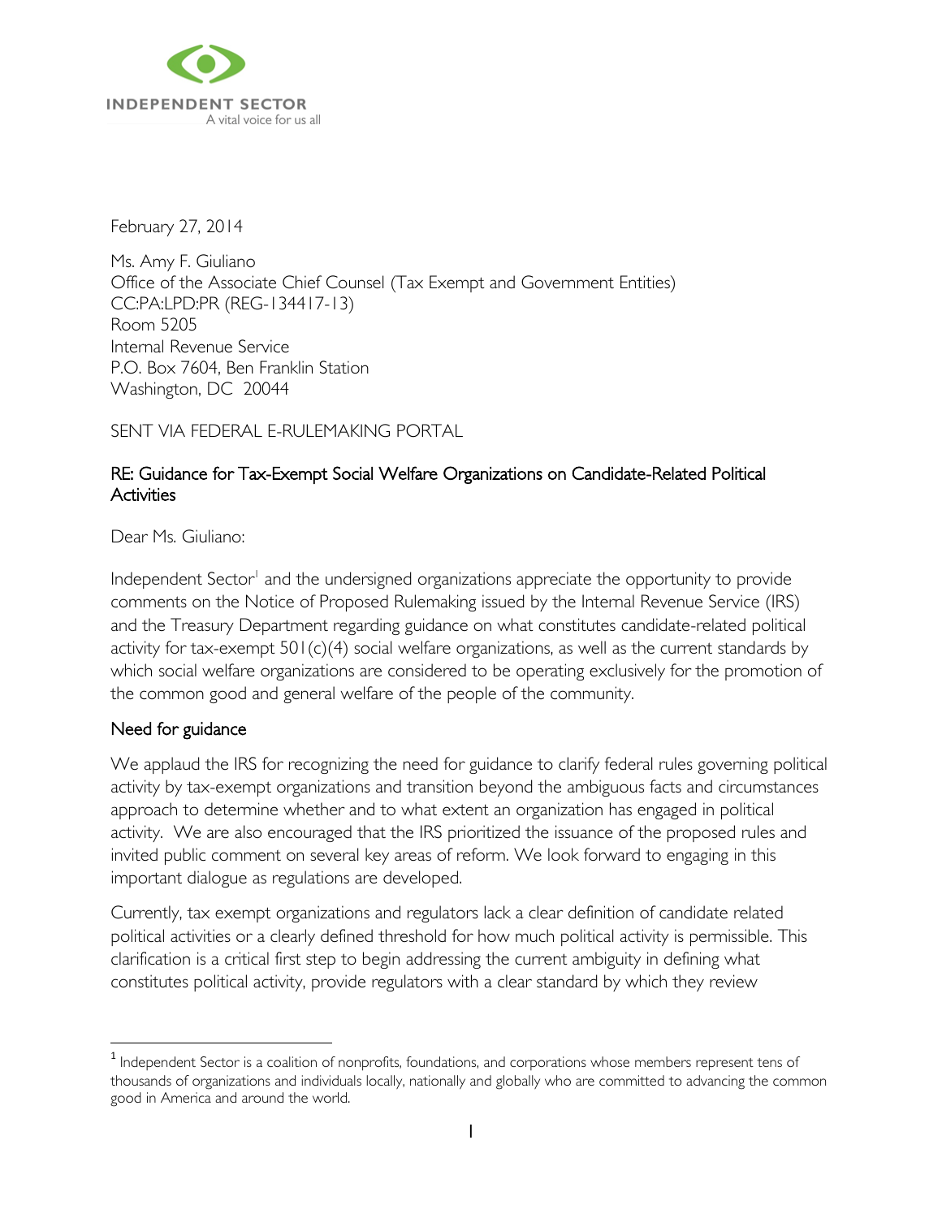INDEPENDENT SECTOR
A vital voice for us all

February 27, 2014

Ms. Amy F. Giuliano
Office of the Associate Chief Counsel (Tax Exempt and Government Entities)
CC:PA:LPD:PR (REG-134417-13)
Room 5205
Internal Revenue Service
P.O. Box 7604, Ben Franklin Station
Washington, DC 20044

SENT VIA FEDERAL E-RULEMAKING PORTAL

RE: Guidance for Tax-Exempt Social Welfare Organizations on Candidate-Related Political Activities

Dear Ms. Giuliano:

Independent Sector[1] and the undersigned organizations appreciate the opportunity to provide comments on the Notice of Proposed Rulemaking issued by the Internal Revenue Service (IRS) and the Treasury Department regarding guidance on what constitutes candidate-related political activity for tax-exempt 501(c)(4) social welfare organizations, as well as the current standards by which social welfare organizations are considered to be operating exclusively for the promotion of the common good and general welfare of the people of the community.

## Need for guidance

We applaud the IRS for recognizing the need for guidance to clarify federal rules governing political activity by tax-exempt organizations and transition beyond the ambiguous facts and circumstances approach to determine whether and to what extent an organization has engaged in political activity. We are also encouraged that the IRS prioritized the issuance of the proposed rules and invited public comment on several key areas of reform. We look forward to engaging in this important dialogue as regulations are developed.

Currently, tax exempt organizations and regulators lack a clear definition of candidate related political activities or a clearly defined threshold for how much political activity is permissible. This clarification is a critical first step to begin addressing the current ambiguity in defining what constitutes political activity, provide regulators with a clear standard by which they review

[1] Independent Sector is a coalition of nonprofits, foundations, and corporations whose members represent tens of thousands of organizations and individuals locally, nationally and globally who are committed to advancing the common good in America and around the world.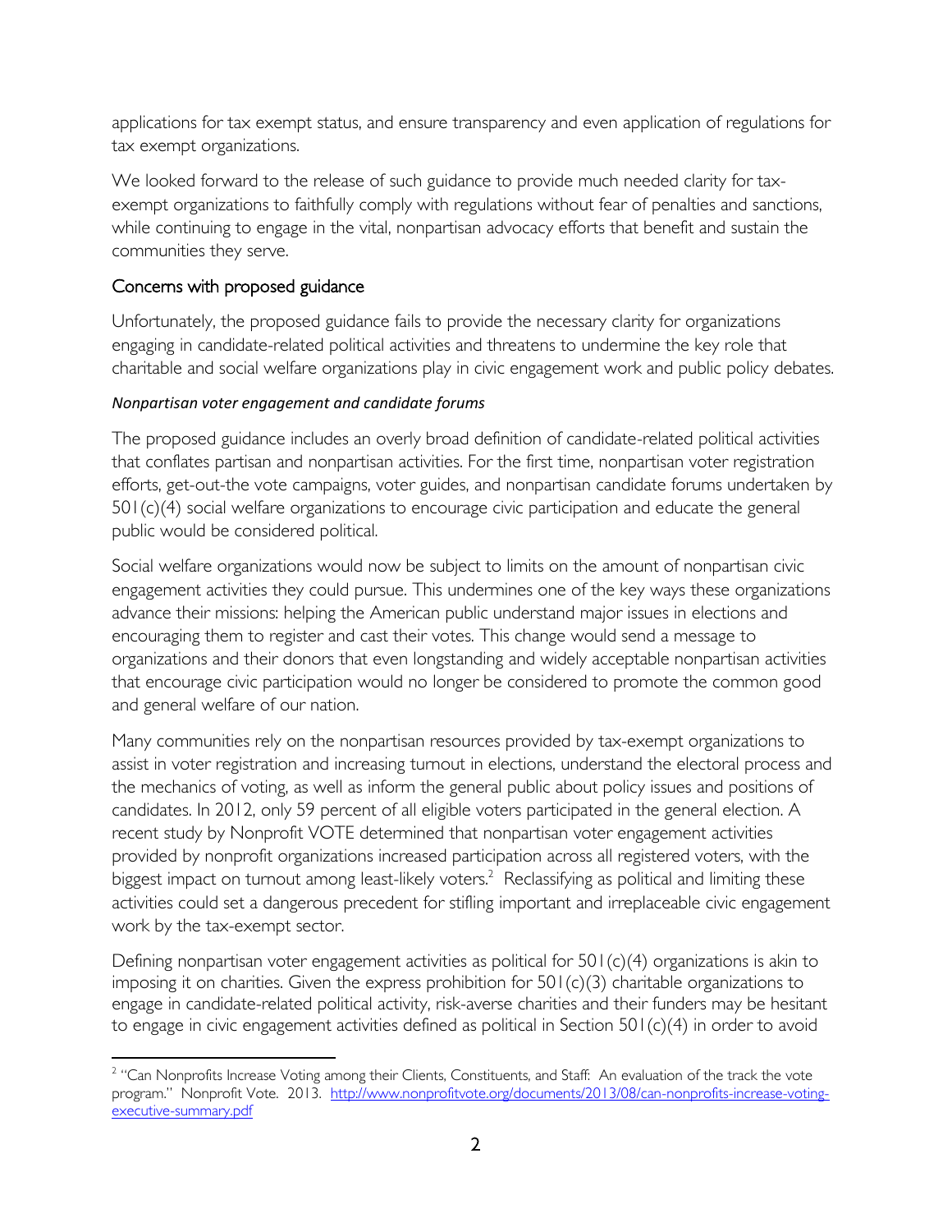applications for tax exempt status, and ensure transparency and even application of regulations for tax exempt organizations.

We looked forward to the release of such guidance to provide much needed clarity for tax-exempt organizations to faithfully comply with regulations without fear of penalties and sanctions, while continuing to engage in the vital, nonpartisan advocacy efforts that benefit and sustain the communities they serve.

## Concerns with proposed guidance

Unfortunately, the proposed guidance fails to provide the necessary clarity for organizations engaging in candidate-related political activities and threatens to undermine the key role that charitable and social welfare organizations play in civic engagement work and public policy debates.

### *Nonpartisan voter engagement and candidate forums*

The proposed guidance includes an overly broad definition of candidate-related political activities that conflates partisan and nonpartisan activities. For the first time, nonpartisan voter registration efforts, get-out-the vote campaigns, voter guides, and nonpartisan candidate forums undertaken by 501(c)(4) social welfare organizations to encourage civic participation and educate the general public would be considered political.

Social welfare organizations would now be subject to limits on the amount of nonpartisan civic engagement activities they could pursue. This undermines one of the key ways these organizations advance their missions: helping the American public understand major issues in elections and encouraging them to register and cast their votes. This change would send a message to organizations and their donors that even longstanding and widely acceptable nonpartisan activities that encourage civic participation would no longer be considered to promote the common good and general welfare of our nation.

Many communities rely on the nonpartisan resources provided by tax-exempt organizations to assist in voter registration and increasing turnout in elections, understand the electoral process and the mechanics of voting, as well as inform the general public about policy issues and positions of candidates. In 2012, only 59 percent of all eligible voters participated in the general election. A recent study by Nonprofit VOTE determined that nonpartisan voter engagement activities provided by nonprofit organizations increased participation across all registered voters, with the biggest impact on turnout among least-likely voters.[2] Reclassifying as political and limiting these activities could set a dangerous precedent for stifling important and irreplaceable civic engagement work by the tax-exempt sector.

Defining nonpartisan voter engagement activities as political for 501(c)(4) organizations is akin to imposing it on charities. Given the express prohibition for 501(c)(3) charitable organizations to engage in candidate-related political activity, risk-averse charities and their funders may be hesitant to engage in civic engagement activities defined as political in Section 501(c)(4) in order to avoid

[2] "Can Nonprofits Increase Voting among their Clients, Constituents, and Staff: An evaluation of the track the vote program." Nonprofit Vote. 2013. http://www.nonprofitvote.org/documents/2013/08/can-nonprofits-increase-voting-executive-summary.pdf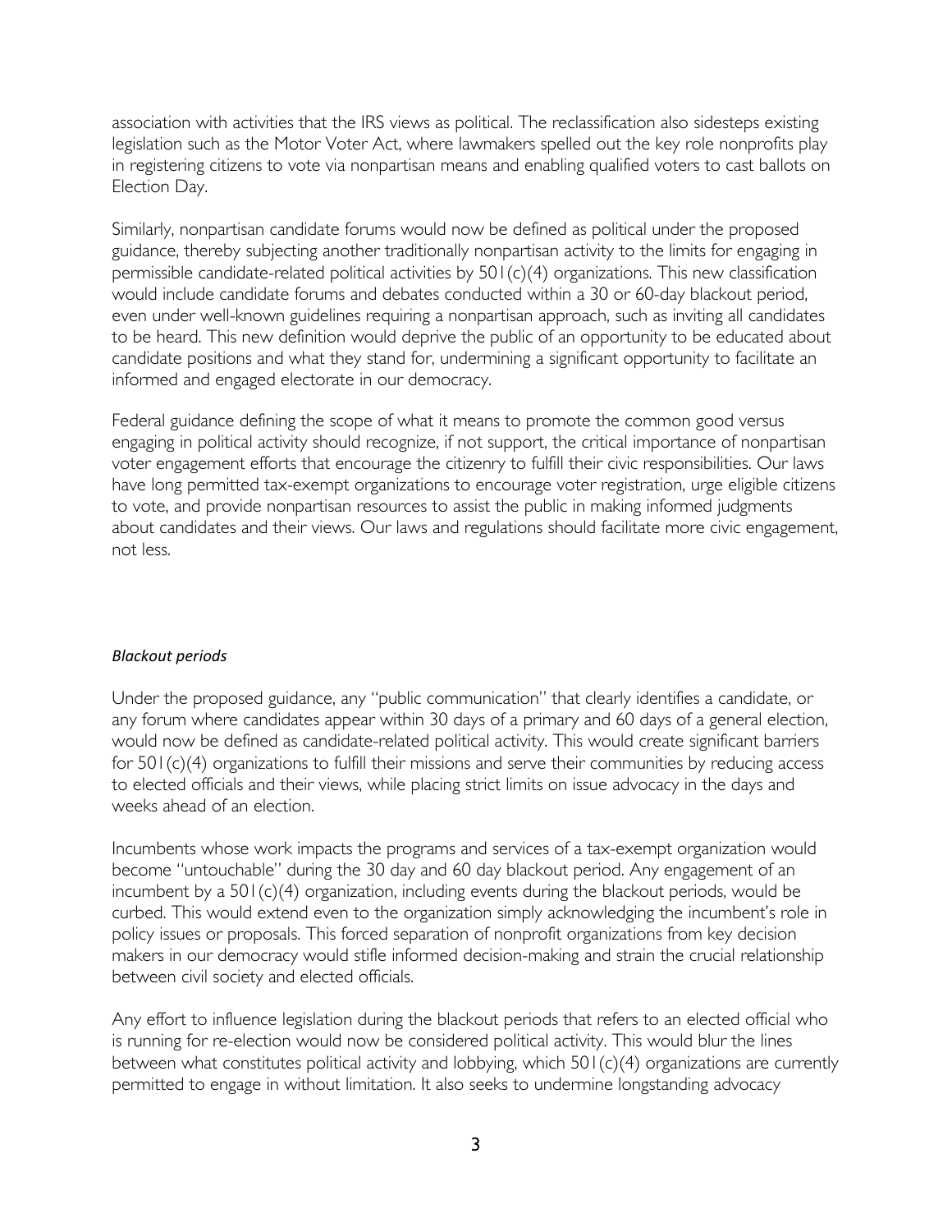association with activities that the IRS views as political. The reclassification also sidesteps existing legislation such as the Motor Voter Act, where lawmakers spelled out the key role nonprofits play in registering citizens to vote via nonpartisan means and enabling qualified voters to cast ballots on Election Day.

Similarly, nonpartisan candidate forums would now be defined as political under the proposed guidance, thereby subjecting another traditionally nonpartisan activity to the limits for engaging in permissible candidate-related political activities by 501(c)(4) organizations. This new classification would include candidate forums and debates conducted within a 30 or 60-day blackout period, even under well-known guidelines requiring a nonpartisan approach, such as inviting all candidates to be heard. This new definition would deprive the public of an opportunity to be educated about candidate positions and what they stand for, undermining a significant opportunity to facilitate an informed and engaged electorate in our democracy.

Federal guidance defining the scope of what it means to promote the common good versus engaging in political activity should recognize, if not support, the critical importance of nonpartisan voter engagement efforts that encourage the citizenry to fulfill their civic responsibilities. Our laws have long permitted tax-exempt organizations to encourage voter registration, urge eligible citizens to vote, and provide nonpartisan resources to assist the public in making informed judgments about candidates and their views. Our laws and regulations should facilitate more civic engagement, not less.

*Blackout periods*

Under the proposed guidance, any "public communication" that clearly identifies a candidate, or any forum where candidates appear within 30 days of a primary and 60 days of a general election, would now be defined as candidate-related political activity. This would create significant barriers for 501(c)(4) organizations to fulfill their missions and serve their communities by reducing access to elected officials and their views, while placing strict limits on issue advocacy in the days and weeks ahead of an election.

Incumbents whose work impacts the programs and services of a tax-exempt organization would become "untouchable" during the 30 day and 60 day blackout period. Any engagement of an incumbent by a 501(c)(4) organization, including events during the blackout periods, would be curbed. This would extend even to the organization simply acknowledging the incumbent's role in policy issues or proposals. This forced separation of nonprofit organizations from key decision makers in our democracy would stifle informed decision-making and strain the crucial relationship between civil society and elected officials.

Any effort to influence legislation during the blackout periods that refers to an elected official who is running for re-election would now be considered political activity. This would blur the lines between what constitutes political activity and lobbying, which 501(c)(4) organizations are currently permitted to engage in without limitation. It also seeks to undermine longstanding advocacy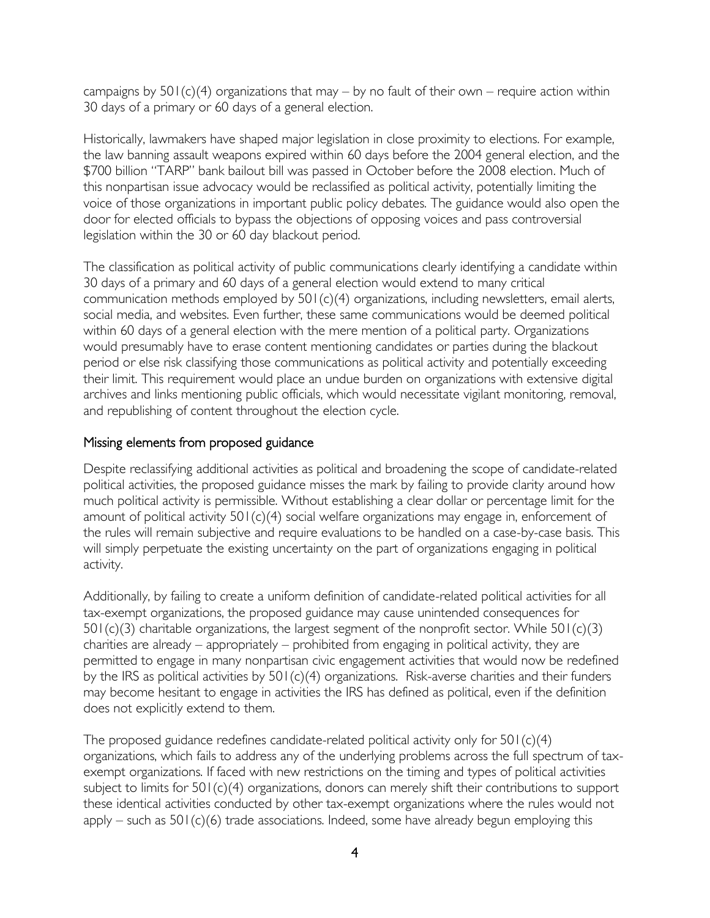campaigns by 501(c)(4) organizations that may – by no fault of their own – require action within 30 days of a primary or 60 days of a general election.

Historically, lawmakers have shaped major legislation in close proximity to elections. For example, the law banning assault weapons expired within 60 days before the 2004 general election, and the $700 billion "TARP" bank bailout bill was passed in October before the 2008 election. Much of this nonpartisan issue advocacy would be reclassified as political activity, potentially limiting the voice of those organizations in important public policy debates. The guidance would also open the door for elected officials to bypass the objections of opposing voices and pass controversial legislation within the 30 or 60 day blackout period.

The classification as political activity of public communications clearly identifying a candidate within 30 days of a primary and 60 days of a general election would extend to many critical communication methods employed by 501(c)(4) organizations, including newsletters, email alerts, social media, and websites. Even further, these same communications would be deemed political within 60 days of a general election with the mere mention of a political party. Organizations would presumably have to erase content mentioning candidates or parties during the blackout period or else risk classifying those communications as political activity and potentially exceeding their limit. This requirement would place an undue burden on organizations with extensive digital archives and links mentioning public officials, which would necessitate vigilant monitoring, removal, and republishing of content throughout the election cycle.

## Missing elements from proposed guidance

Despite reclassifying additional activities as political and broadening the scope of candidate-related political activities, the proposed guidance misses the mark by failing to provide clarity around how much political activity is permissible. Without establishing a clear dollar or percentage limit for the amount of political activity 501(c)(4) social welfare organizations may engage in, enforcement of the rules will remain subjective and require evaluations to be handled on a case-by-case basis. This will simply perpetuate the existing uncertainty on the part of organizations engaging in political activity.

Additionally, by failing to create a uniform definition of candidate-related political activities for all tax-exempt organizations, the proposed guidance may cause unintended consequences for 501(c)(3) charitable organizations, the largest segment of the nonprofit sector. While 501(c)(3) charities are already – appropriately – prohibited from engaging in political activity, they are permitted to engage in many nonpartisan civic engagement activities that would now be redefined by the IRS as political activities by 501(c)(4) organizations. Risk-averse charities and their funders may become hesitant to engage in activities the IRS has defined as political, even if the definition does not explicitly extend to them.

The proposed guidance redefines candidate-related political activity only for 501(c)(4) organizations, which fails to address any of the underlying problems across the full spectrum of tax-exempt organizations. If faced with new restrictions on the timing and types of political activities subject to limits for 501(c)(4) organizations, donors can merely shift their contributions to support these identical activities conducted by other tax-exempt organizations where the rules would not apply – such as 501(c)(6) trade associations. Indeed, some have already begun employing this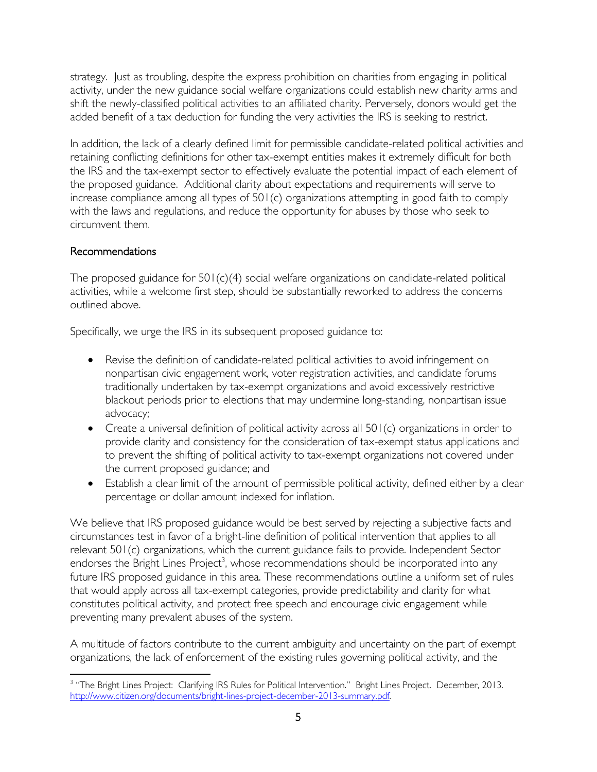strategy. Just as troubling, despite the express prohibition on charities from engaging in political activity, under the new guidance social welfare organizations could establish new charity arms and shift the newly-classified political activities to an affiliated charity. Perversely, donors would get the added benefit of a tax deduction for funding the very activities the IRS is seeking to restrict.

In addition, the lack of a clearly defined limit for permissible candidate-related political activities and retaining conflicting definitions for other tax-exempt entities makes it extremely difficult for both the IRS and the tax-exempt sector to effectively evaluate the potential impact of each element of the proposed guidance. Additional clarity about expectations and requirements will serve to increase compliance among all types of 501(c) organizations attempting in good faith to comply with the laws and regulations, and reduce the opportunity for abuses by those who seek to circumvent them.

## Recommendations

The proposed guidance for 501(c)(4) social welfare organizations on candidate-related political activities, while a welcome first step, should be substantially reworked to address the concerns outlined above.

Specifically, we urge the IRS in its subsequent proposed guidance to:

- Revise the definition of candidate-related political activities to avoid infringement on nonpartisan civic engagement work, voter registration activities, and candidate forums traditionally undertaken by tax-exempt organizations and avoid excessively restrictive blackout periods prior to elections that may undermine long-standing, nonpartisan issue advocacy;
- Create a universal definition of political activity across all 501(c) organizations in order to provide clarity and consistency for the consideration of tax-exempt status applications and to prevent the shifting of political activity to tax-exempt organizations not covered under the current proposed guidance; and
- Establish a clear limit of the amount of permissible political activity, defined either by a clear percentage or dollar amount indexed for inflation.

We believe that IRS proposed guidance would be best served by rejecting a subjective facts and circumstances test in favor of a bright-line definition of political intervention that applies to all relevant 501(c) organizations, which the current guidance fails to provide. Independent Sector endorses the Bright Lines Project[3], whose recommendations should be incorporated into any future IRS proposed guidance in this area. These recommendations outline a uniform set of rules that would apply across all tax-exempt categories, provide predictability and clarity for what constitutes political activity, and protect free speech and encourage civic engagement while preventing many prevalent abuses of the system.

A multitude of factors contribute to the current ambiguity and uncertainty on the part of exempt organizations, the lack of enforcement of the existing rules governing political activity, and the

---

[3] "The Bright Lines Project: Clarifying IRS Rules for Political Intervention." Bright Lines Project. December, 2013. http://www.citizen.org/documents/bright-lines-project-december-2013-summary.pdf.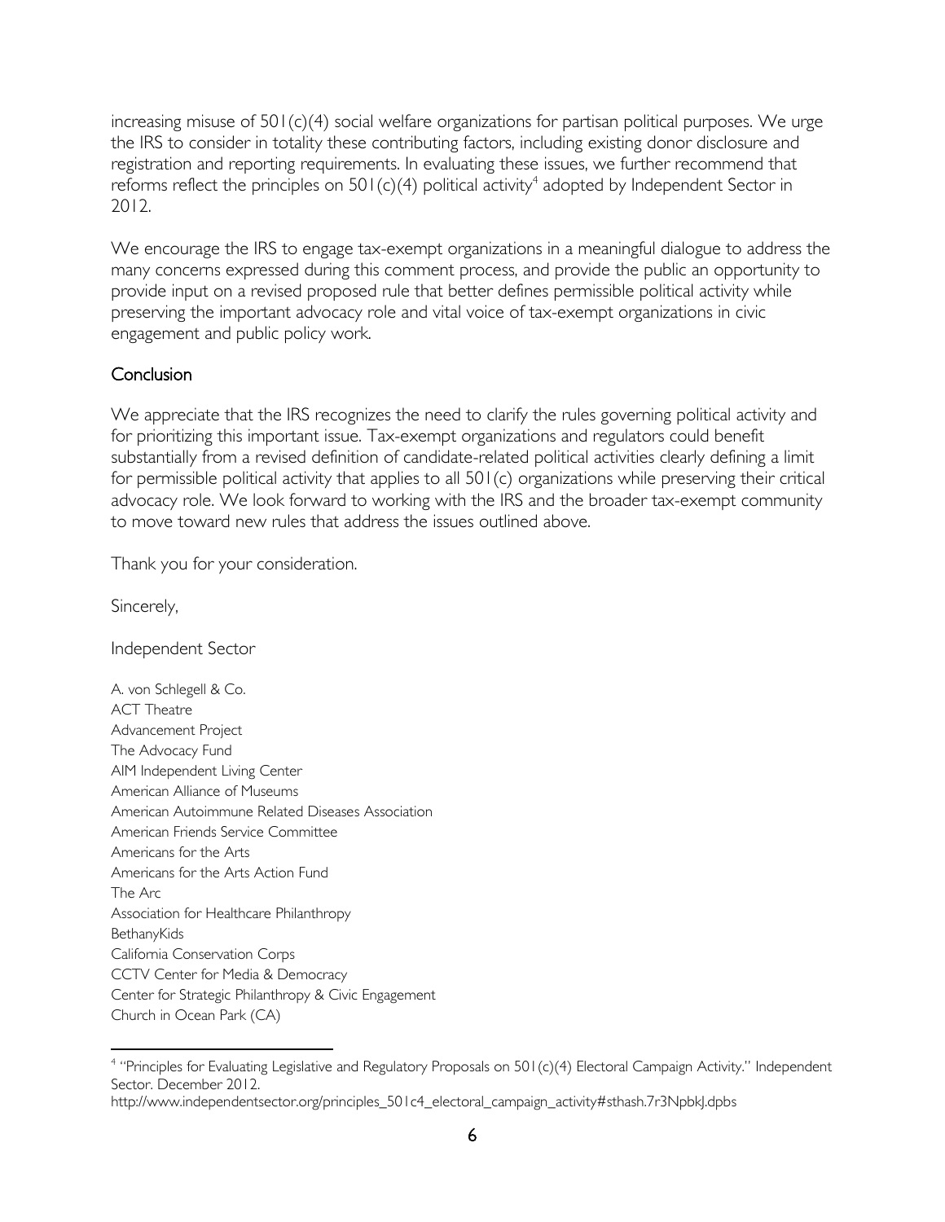increasing misuse of 501(c)(4) social welfare organizations for partisan political purposes. We urge the IRS to consider in totality these contributing factors, including existing donor disclosure and registration and reporting requirements. In evaluating these issues, we further recommend that reforms reflect the principles on 501(c)(4) political activity[4] adopted by Independent Sector in 2012.

We encourage the IRS to engage tax-exempt organizations in a meaningful dialogue to address the many concerns expressed during this comment process, and provide the public an opportunity to provide input on a revised proposed rule that better defines permissible political activity while preserving the important advocacy role and vital voice of tax-exempt organizations in civic engagement and public policy work.

## Conclusion

We appreciate that the IRS recognizes the need to clarify the rules governing political activity and for prioritizing this important issue. Tax-exempt organizations and regulators could benefit substantially from a revised definition of candidate-related political activities clearly defining a limit for permissible political activity that applies to all 501(c) organizations while preserving their critical advocacy role. We look forward to working with the IRS and the broader tax-exempt community to move toward new rules that address the issues outlined above.

Thank you for your consideration.

Sincerely,

Independent Sector

A. von Schlegell & Co.
ACT Theatre
Advancement Project
The Advocacy Fund
AIM Independent Living Center
American Alliance of Museums
American Autoimmune Related Diseases Association
American Friends Service Committee
Americans for the Arts
Americans for the Arts Action Fund
The Arc
Association for Healthcare Philanthropy
BethanyKids
California Conservation Corps
CCTV Center for Media & Democracy
Center for Strategic Philanthropy & Civic Engagement
Church in Ocean Park (CA)

---

[4] "Principles for Evaluating Legislative and Regulatory Proposals on 501(c)(4) Electoral Campaign Activity." Independent Sector. December 2012.
http://www.independentsector.org/principles_501c4_electoral_campaign_activity#sthash.7r3NpbkJ.dpbs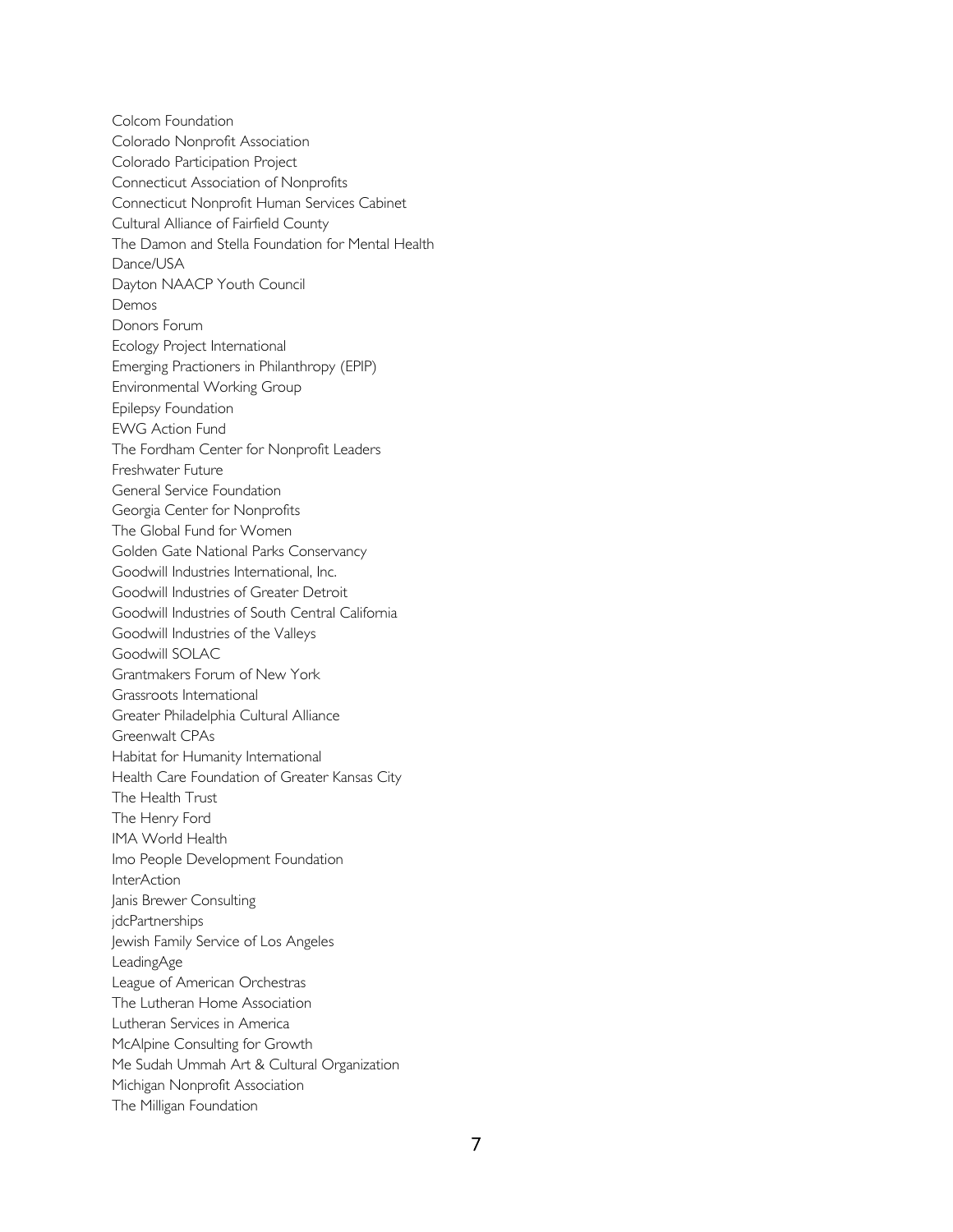Colcom Foundation
Colorado Nonprofit Association
Colorado Participation Project
Connecticut Association of Nonprofits
Connecticut Nonprofit Human Services Cabinet
Cultural Alliance of Fairfield County
The Damon and Stella Foundation for Mental Health
Dance/USA
Dayton NAACP Youth Council
Demos
Donors Forum
Ecology Project International
Emerging Practioners in Philanthropy (EPIP)
Environmental Working Group
Epilepsy Foundation
EWG Action Fund
The Fordham Center for Nonprofit Leaders
Freshwater Future
General Service Foundation
Georgia Center for Nonprofits
The Global Fund for Women
Golden Gate National Parks Conservancy
Goodwill Industries International, Inc.
Goodwill Industries of Greater Detroit
Goodwill Industries of South Central California
Goodwill Industries of the Valleys
Goodwill SOLAC
Grantmakers Forum of New York
Grassroots International
Greater Philadelphia Cultural Alliance
Greenwalt CPAs
Habitat for Humanity International
Health Care Foundation of Greater Kansas City
The Health Trust
The Henry Ford
IMA World Health
Imo People Development Foundation
InterAction
Janis Brewer Consulting
jdcPartnerships
Jewish Family Service of Los Angeles
LeadingAge
League of American Orchestras
The Lutheran Home Association
Lutheran Services in America
McAlpine Consulting for Growth
Me Sudah Ummah Art & Cultural Organization
Michigan Nonprofit Association
The Milligan Foundation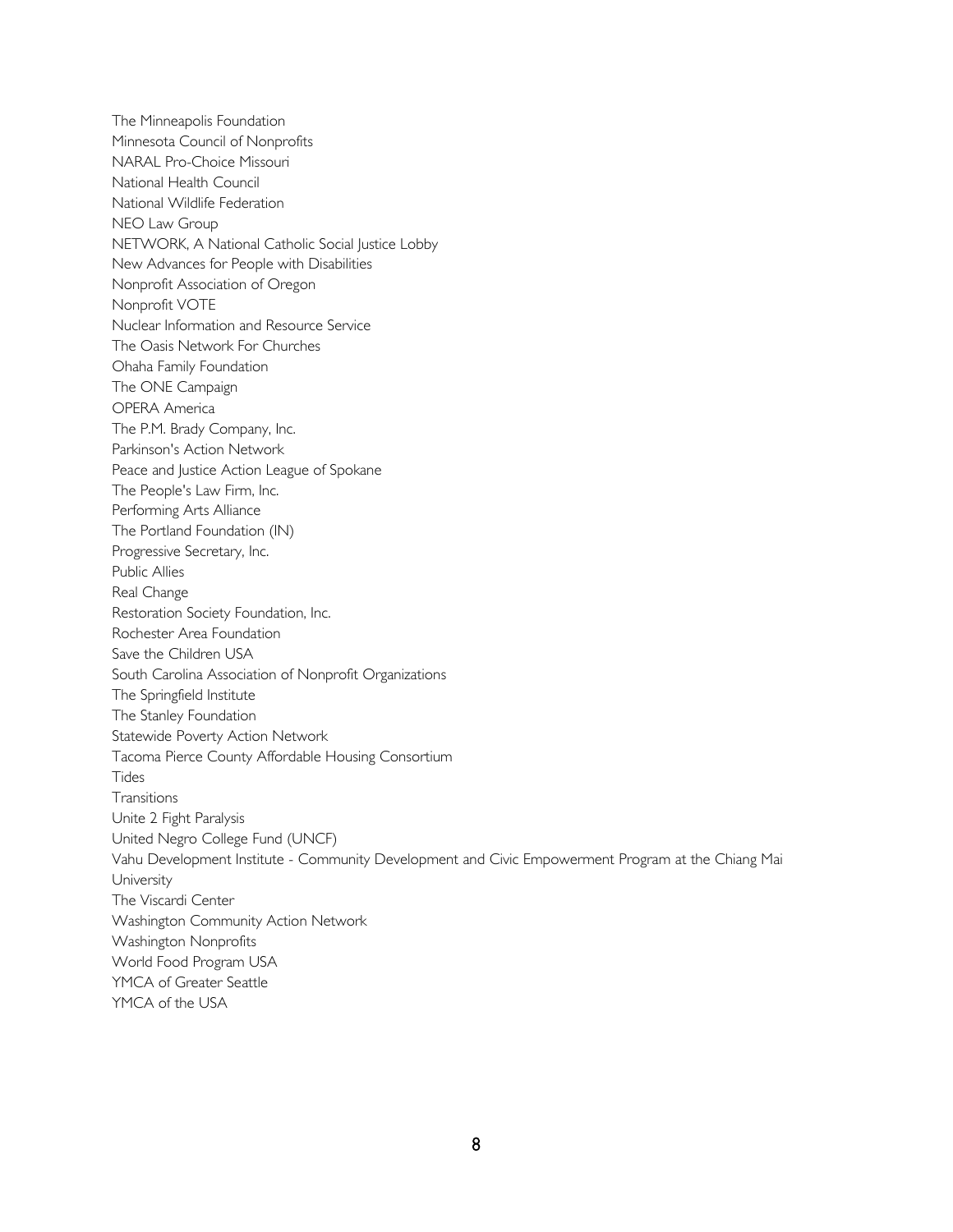The Minneapolis Foundation
Minnesota Council of Nonprofits
NARAL Pro-Choice Missouri
National Health Council
National Wildlife Federation
NEO Law Group
NETWORK, A National Catholic Social Justice Lobby
New Advances for People with Disabilities
Nonprofit Association of Oregon
Nonprofit VOTE
Nuclear Information and Resource Service
The Oasis Network For Churches
Ohaha Family Foundation
The ONE Campaign
OPERA America
The P.M. Brady Company, Inc.
Parkinson's Action Network
Peace and Justice Action League of Spokane
The People's Law Firm, Inc.
Performing Arts Alliance
The Portland Foundation (IN)
Progressive Secretary, Inc.
Public Allies
Real Change
Restoration Society Foundation, Inc.
Rochester Area Foundation
Save the Children USA
South Carolina Association of Nonprofit Organizations
The Springfield Institute
The Stanley Foundation
Statewide Poverty Action Network
Tacoma Pierce County Affordable Housing Consortium
Tides
Transitions
Unite 2 Fight Paralysis
United Negro College Fund (UNCF)
Vahu Development Institute - Community Development and Civic Empowerment Program at the Chiang Mai University
The Viscardi Center
Washington Community Action Network
Washington Nonprofits
World Food Program USA
YMCA of Greater Seattle
YMCA of the USA